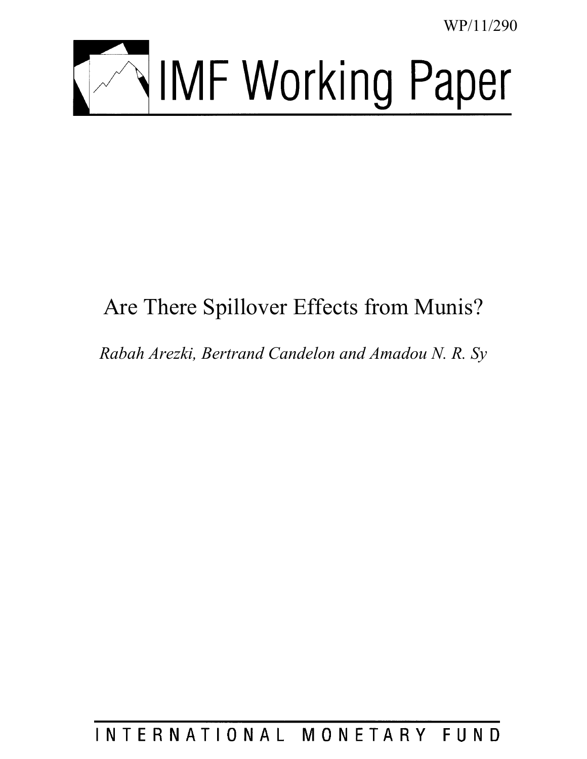WP/11/290

# IMF Working Paper

# Are There Spillover Effects from Munis?

*Rabah Arezki, Bertrand Candelon and Amadou N. R. Sy*

INTERNATIONAL MONETARY FUND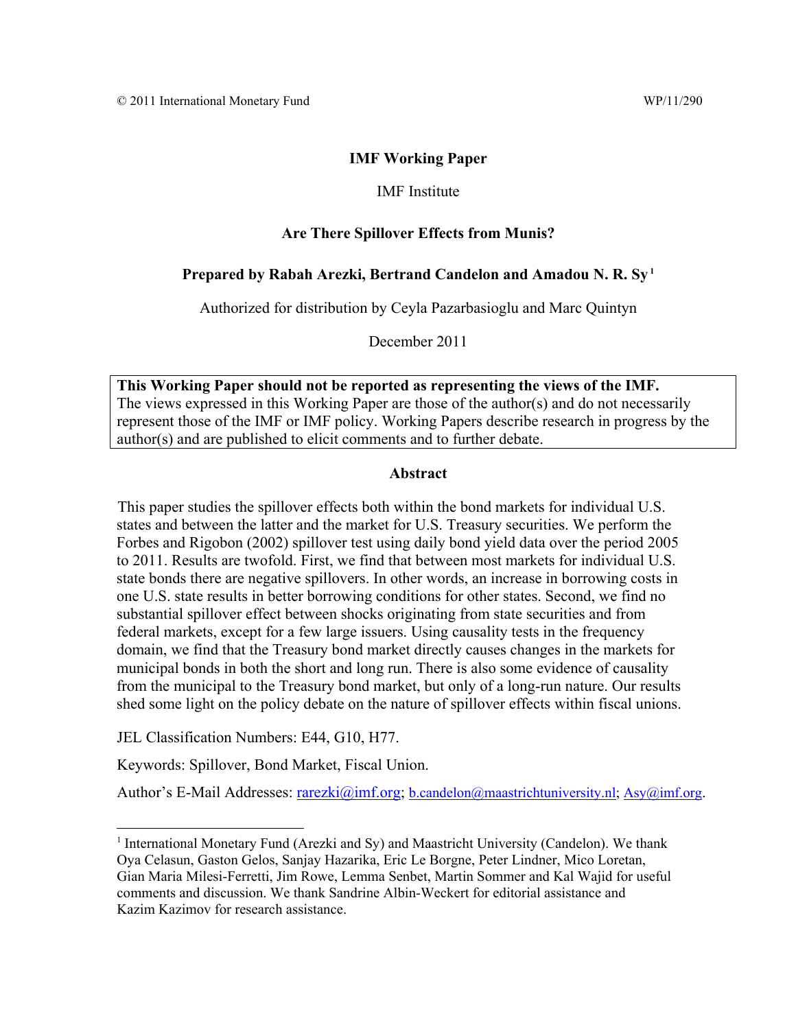© 2011 International Monetary Fund WP/11/290

**IMF Working Paper**

IMF Institute

**Are There Spillover Effects from Munis?**

**Prepared by Rabah Arezki, Bertrand Candelon and Amadou N. R. Sy** [1]

Authorized for distribution by Ceyla Pazarbasioglu and Marc Quintyn

December 2011

> **This Working Paper should not be reported as representing the views of the IMF.**
> The views expressed in this Working Paper are those of the author(s) and do not necessarily represent those of the IMF or IMF policy. Working Papers describe research in progress by the author(s) and are published to elicit comments and to further debate.

**Abstract**

This paper studies the spillover effects both within the bond markets for individual U.S. states and between the latter and the market for U.S. Treasury securities. We perform the Forbes and Rigobon (2002) spillover test using daily bond yield data over the period 2005 to 2011. Results are twofold. First, we find that between most markets for individual U.S. state bonds there are negative spillovers. In other words, an increase in borrowing costs in one U.S. state results in better borrowing conditions for other states. Second, we find no substantial spillover effect between shocks originating from state securities and from federal markets, except for a few large issuers. Using causality tests in the frequency domain, we find that the Treasury bond market directly causes changes in the markets for municipal bonds in both the short and long run. There is also some evidence of causality from the municipal to the Treasury bond market, but only of a long-run nature. Our results shed some light on the policy debate on the nature of spillover effects within fiscal unions.

JEL Classification Numbers: E44, G10, H77.

Keywords: Spillover, Bond Market, Fiscal Union.

Author's E-Mail Addresses: rarezki@imf.org; b.candelon@maastrichtuniversity.nl; Asy@imf.org.

---

[1] International Monetary Fund (Arezki and Sy) and Maastricht University (Candelon). We thank Oya Celasun, Gaston Gelos, Sanjay Hazarika, Eric Le Borgne, Peter Lindner, Mico Loretan, Gian Maria Milesi-Ferretti, Jim Rowe, Lemma Senbet, Martin Sommer and Kal Wajid for useful comments and discussion. We thank Sandrine Albin-Weckert for editorial assistance and Kazim Kazimov for research assistance.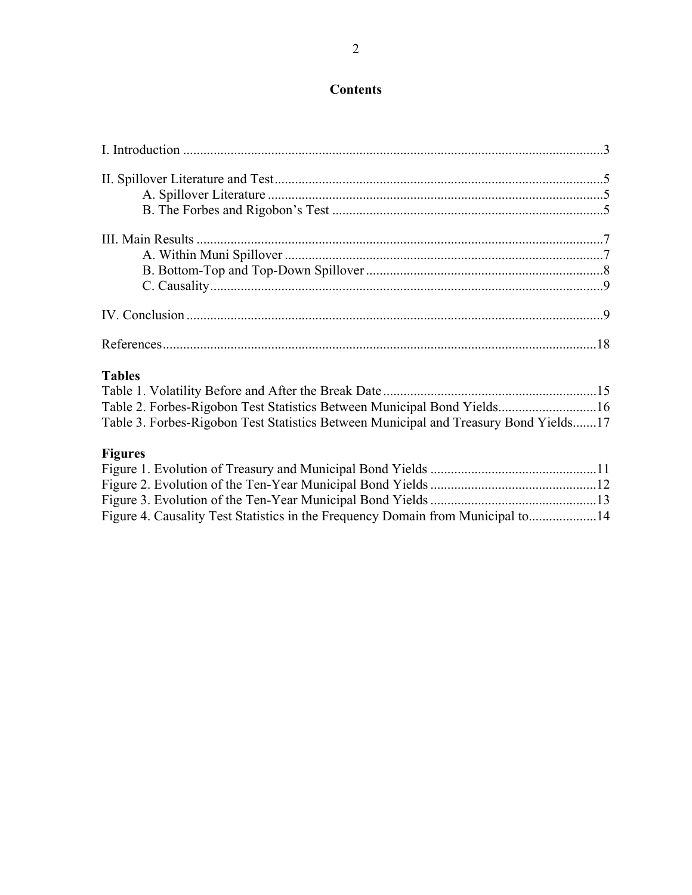# Contents

I. Introduction ....................................................................................................................3

II. Spillover Literature and Test.................................................................................................5
  A. Spillover Literature ..................................................................................................5
  B. The Forbes and Rigobon's Test ...............................................................................5

III. Main Results .......................................................................................................................7
  A. Within Muni Spillover .............................................................................................7
  B. Bottom-Top and Top-Down Spillover .....................................................................8
  C. Causality...................................................................................................................9

IV. Conclusion ..........................................................................................................................9

References................................................................................................................................18

**Tables**

Table 1. Volatility Before and After the Break Date ..............................................................15
Table 2. Forbes-Rigobon Test Statistics Between Municipal Bond Yields............................16
Table 3. Forbes-Rigobon Test Statistics Between Municipal and Treasury Bond Yields.......17

**Figures**

Figure 1. Evolution of Treasury and Municipal Bond Yields ................................................11
Figure 2. Evolution of the Ten-Year Municipal Bond Yields ................................................12
Figure 3. Evolution of the Ten-Year Municipal Bond Yields ................................................13
Figure 4. Causality Test Statistics in the Frequency Domain from Municipal to...................14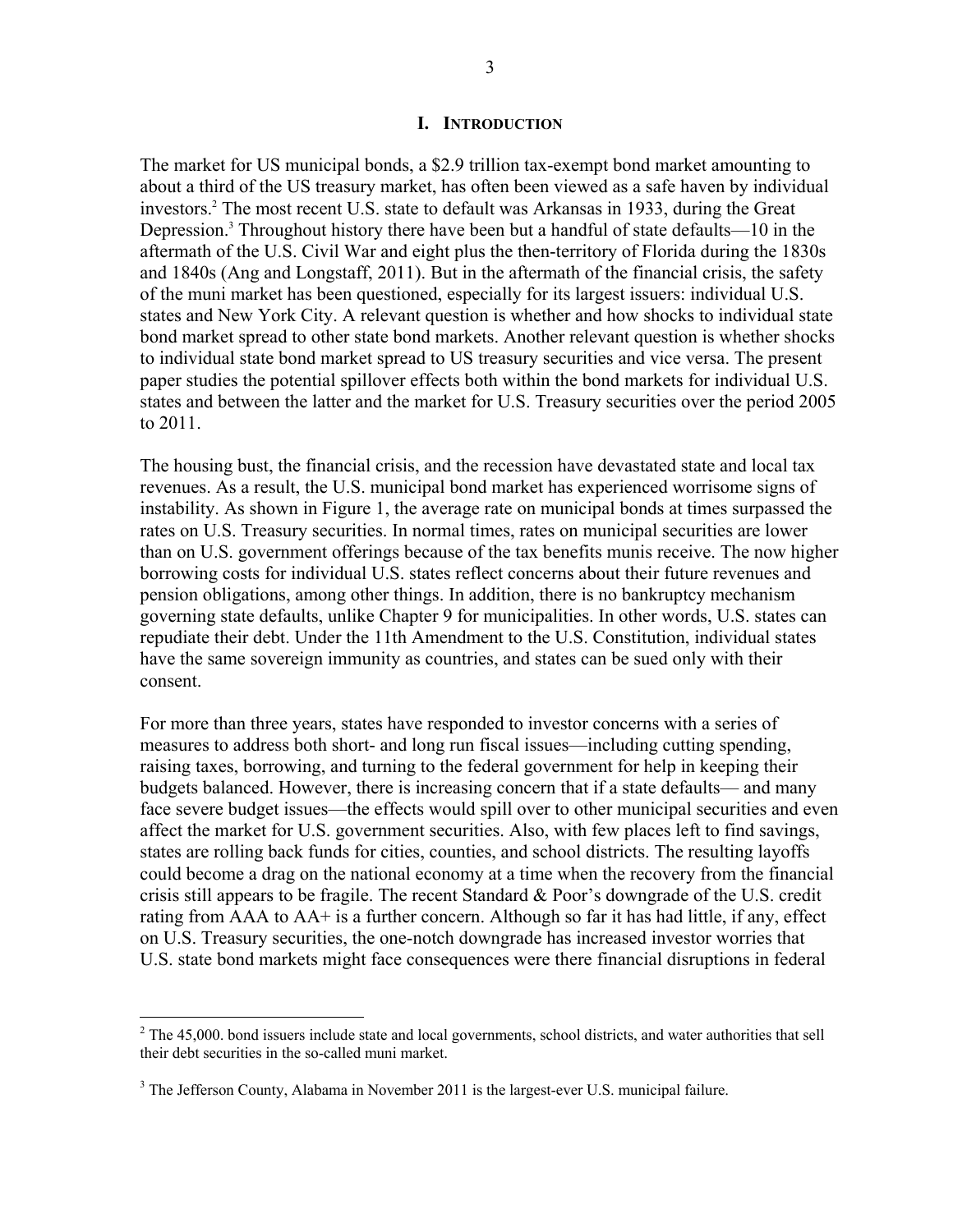## I. Introduction

The market for US municipal bonds, a $2.9 trillion tax-exempt bond market amounting to about a third of the US treasury market, has often been viewed as a safe haven by individual investors.[2] The most recent U.S. state to default was Arkansas in 1933, during the Great Depression.[3] Throughout history there have been but a handful of state defaults—10 in the aftermath of the U.S. Civil War and eight plus the then-territory of Florida during the 1830s and 1840s (Ang and Longstaff, 2011). But in the aftermath of the financial crisis, the safety of the muni market has been questioned, especially for its largest issuers: individual U.S. states and New York City. A relevant question is whether and how shocks to individual state bond market spread to other state bond markets. Another relevant question is whether shocks to individual state bond market spread to US treasury securities and vice versa. The present paper studies the potential spillover effects both within the bond markets for individual U.S. states and between the latter and the market for U.S. Treasury securities over the period 2005 to 2011.

The housing bust, the financial crisis, and the recession have devastated state and local tax revenues. As a result, the U.S. municipal bond market has experienced worrisome signs of instability. As shown in Figure 1, the average rate on municipal bonds at times surpassed the rates on U.S. Treasury securities. In normal times, rates on municipal securities are lower than on U.S. government offerings because of the tax benefits munis receive. The now higher borrowing costs for individual U.S. states reflect concerns about their future revenues and pension obligations, among other things. In addition, there is no bankruptcy mechanism governing state defaults, unlike Chapter 9 for municipalities. In other words, U.S. states can repudiate their debt. Under the 11th Amendment to the U.S. Constitution, individual states have the same sovereign immunity as countries, and states can be sued only with their consent.

For more than three years, states have responded to investor concerns with a series of measures to address both short- and long run fiscal issues—including cutting spending, raising taxes, borrowing, and turning to the federal government for help in keeping their budgets balanced. However, there is increasing concern that if a state defaults— and many face severe budget issues—the effects would spill over to other municipal securities and even affect the market for U.S. government securities. Also, with few places left to find savings, states are rolling back funds for cities, counties, and school districts. The resulting layoffs could become a drag on the national economy at a time when the recovery from the financial crisis still appears to be fragile. The recent Standard & Poor's downgrade of the U.S. credit rating from AAA to AA+ is a further concern. Although so far it has had little, if any, effect on U.S. Treasury securities, the one-notch downgrade has increased investor worries that U.S. state bond markets might face consequences were there financial disruptions in federal

---

[2] The 45,000. bond issuers include state and local governments, school districts, and water authorities that sell their debt securities in the so-called muni market.

[3] The Jefferson County, Alabama in November 2011 is the largest-ever U.S. municipal failure.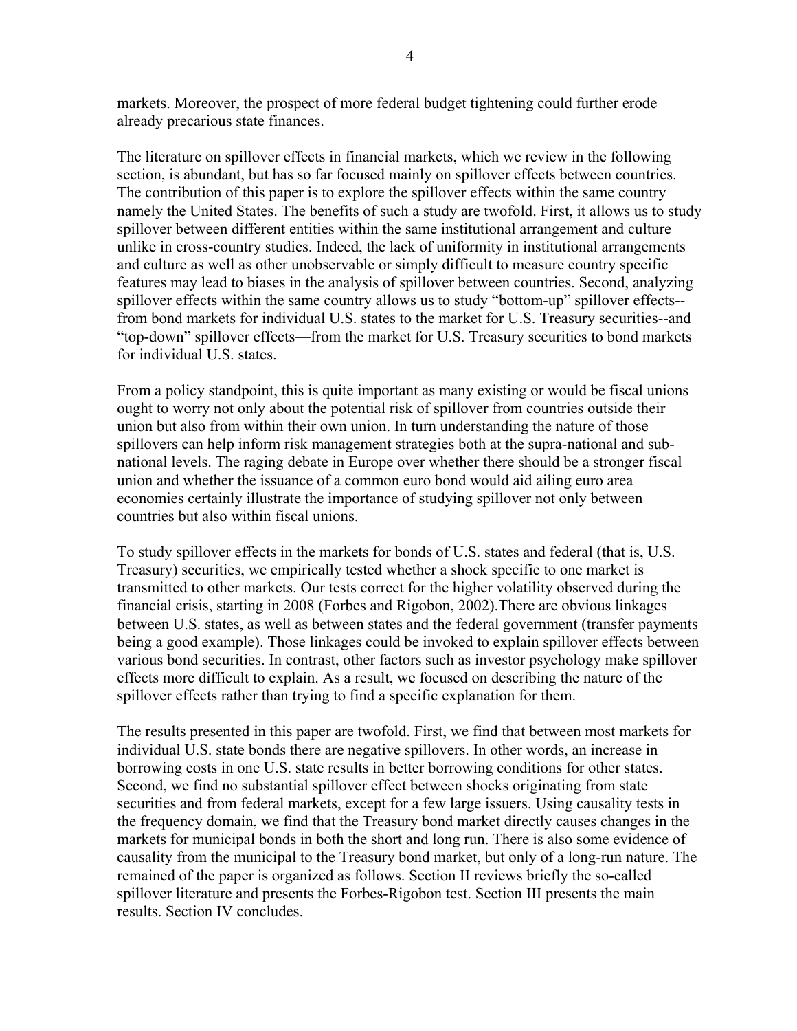markets. Moreover, the prospect of more federal budget tightening could further erode already precarious state finances.

The literature on spillover effects in financial markets, which we review in the following section, is abundant, but has so far focused mainly on spillover effects between countries. The contribution of this paper is to explore the spillover effects within the same country namely the United States. The benefits of such a study are twofold. First, it allows us to study spillover between different entities within the same institutional arrangement and culture unlike in cross-country studies. Indeed, the lack of uniformity in institutional arrangements and culture as well as other unobservable or simply difficult to measure country specific features may lead to biases in the analysis of spillover between countries. Second, analyzing spillover effects within the same country allows us to study "bottom-up" spillover effects--from bond markets for individual U.S. states to the market for U.S. Treasury securities--and "top-down" spillover effects—from the market for U.S. Treasury securities to bond markets for individual U.S. states.

From a policy standpoint, this is quite important as many existing or would be fiscal unions ought to worry not only about the potential risk of spillover from countries outside their union but also from within their own union. In turn understanding the nature of those spillovers can help inform risk management strategies both at the supra-national and sub-national levels. The raging debate in Europe over whether there should be a stronger fiscal union and whether the issuance of a common euro bond would aid ailing euro area economies certainly illustrate the importance of studying spillover not only between countries but also within fiscal unions.

To study spillover effects in the markets for bonds of U.S. states and federal (that is, U.S. Treasury) securities, we empirically tested whether a shock specific to one market is transmitted to other markets. Our tests correct for the higher volatility observed during the financial crisis, starting in 2008 (Forbes and Rigobon, 2002).There are obvious linkages between U.S. states, as well as between states and the federal government (transfer payments being a good example). Those linkages could be invoked to explain spillover effects between various bond securities. In contrast, other factors such as investor psychology make spillover effects more difficult to explain. As a result, we focused on describing the nature of the spillover effects rather than trying to find a specific explanation for them.

The results presented in this paper are twofold. First, we find that between most markets for individual U.S. state bonds there are negative spillovers. In other words, an increase in borrowing costs in one U.S. state results in better borrowing conditions for other states. Second, we find no substantial spillover effect between shocks originating from state securities and from federal markets, except for a few large issuers. Using causality tests in the frequency domain, we find that the Treasury bond market directly causes changes in the markets for municipal bonds in both the short and long run. There is also some evidence of causality from the municipal to the Treasury bond market, but only of a long-run nature. The remained of the paper is organized as follows. Section II reviews briefly the so-called spillover literature and presents the Forbes-Rigobon test. Section III presents the main results. Section IV concludes.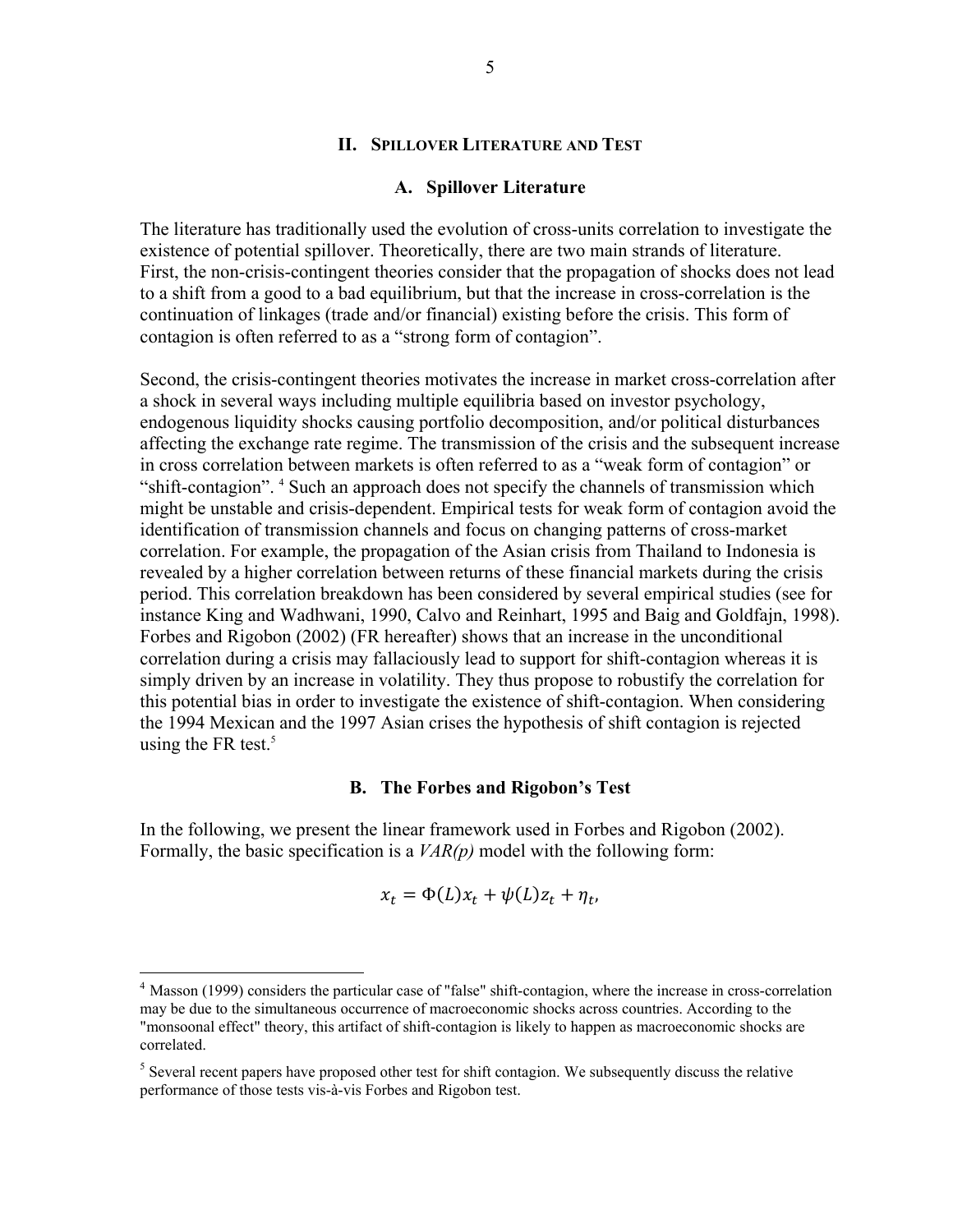## II. Spillover Literature and Test

### A. Spillover Literature

The literature has traditionally used the evolution of cross-units correlation to investigate the existence of potential spillover. Theoretically, there are two main strands of literature. First, the non-crisis-contingent theories consider that the propagation of shocks does not lead to a shift from a good to a bad equilibrium, but that the increase in cross-correlation is the continuation of linkages (trade and/or financial) existing before the crisis. This form of contagion is often referred to as a "strong form of contagion".

Second, the crisis-contingent theories motivates the increase in market cross-correlation after a shock in several ways including multiple equilibria based on investor psychology, endogenous liquidity shocks causing portfolio decomposition, and/or political disturbances affecting the exchange rate regime. The transmission of the crisis and the subsequent increase in cross correlation between markets is often referred to as a "weak form of contagion" or "shift-contagion". [4] Such an approach does not specify the channels of transmission which might be unstable and crisis-dependent. Empirical tests for weak form of contagion avoid the identification of transmission channels and focus on changing patterns of cross-market correlation. For example, the propagation of the Asian crisis from Thailand to Indonesia is revealed by a higher correlation between returns of these financial markets during the crisis period. This correlation breakdown has been considered by several empirical studies (see for instance King and Wadhwani, 1990, Calvo and Reinhart, 1995 and Baig and Goldfajn, 1998). Forbes and Rigobon (2002) (FR hereafter) shows that an increase in the unconditional correlation during a crisis may fallaciously lead to support for shift-contagion whereas it is simply driven by an increase in volatility. They thus propose to robustify the correlation for this potential bias in order to investigate the existence of shift-contagion. When considering the 1994 Mexican and the 1997 Asian crises the hypothesis of shift contagion is rejected using the FR test.[5]

### B. The Forbes and Rigobon's Test

In the following, we present the linear framework used in Forbes and Rigobon (2002). Formally, the basic specification is a *VAR(p)* model with the following form:

$$x_t = \Phi(L)x_t + \psi(L)z_t + \eta_t,$$

---

[4] Masson (1999) considers the particular case of "false" shift-contagion, where the increase in cross-correlation may be due to the simultaneous occurrence of macroeconomic shocks across countries. According to the "monsoonal effect" theory, this artifact of shift-contagion is likely to happen as macroeconomic shocks are correlated.

[5] Several recent papers have proposed other test for shift contagion. We subsequently discuss the relative performance of those tests vis-à-vis Forbes and Rigobon test.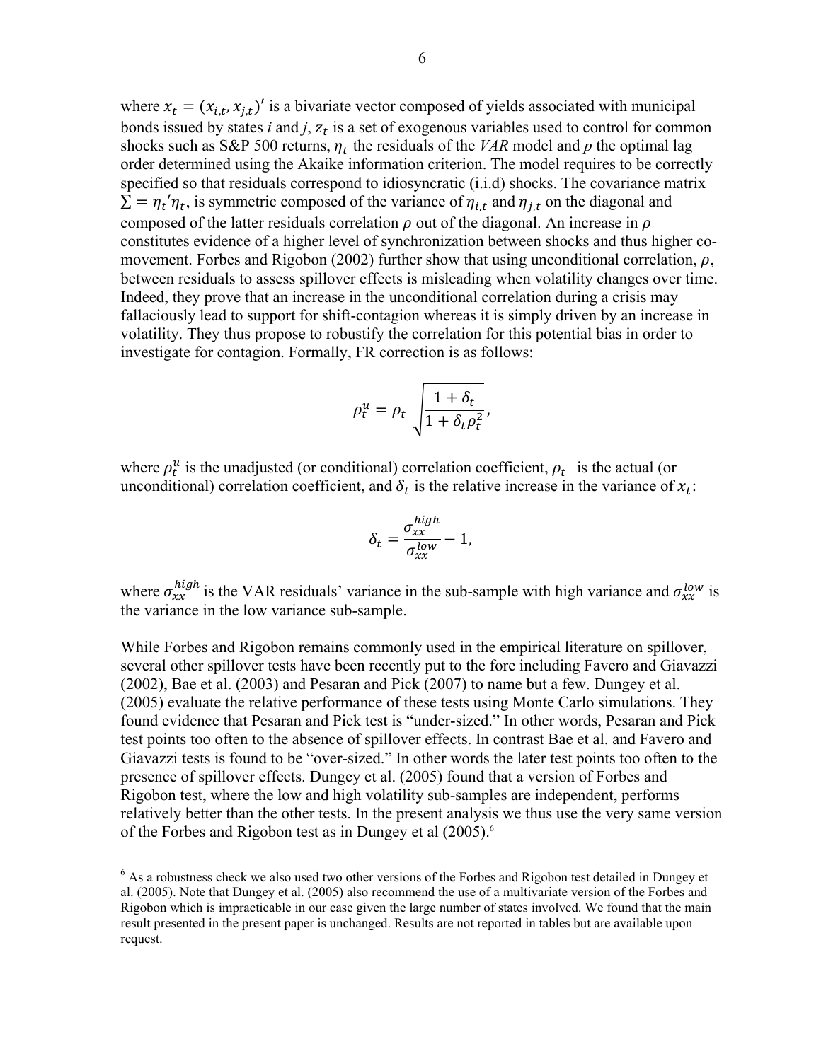where $x_t = (x_{i,t}, x_{j,t})'$ is a bivariate vector composed of yields associated with municipal bonds issued by states *i* and *j*, $z_t$ is a set of exogenous variables used to control for common shocks such as S&P 500 returns, $\eta_t$ the residuals of the *VAR* model and *p* the optimal lag order determined using the Akaike information criterion. The model requires to be correctly specified so that residuals correspond to idiosyncratic (i.i.d) shocks. The covariance matrix $\sum = \eta_t{}'\eta_t$, is symmetric composed of the variance of $\eta_{i,t}$ and $\eta_{j,t}$ on the diagonal and composed of the latter residuals correlation $\rho$ out of the diagonal. An increase in $\rho$ constitutes evidence of a higher level of synchronization between shocks and thus higher co-movement. Forbes and Rigobon (2002) further show that using unconditional correlation, $\rho$, between residuals to assess spillover effects is misleading when volatility changes over time. Indeed, they prove that an increase in the unconditional correlation during a crisis may fallaciously lead to support for shift-contagion whereas it is simply driven by an increase in volatility. They thus propose to robustify the correlation for this potential bias in order to investigate for contagion. Formally, FR correction is as follows:

$$\rho_t^u = \rho_t \sqrt{\frac{1+\delta_t}{1+\delta_t \rho_t^2}},$$

where $\rho_t^u$ is the unadjusted (or conditional) correlation coefficient, $\rho_t$ is the actual (or unconditional) correlation coefficient, and $\delta_t$ is the relative increase in the variance of $x_t$:

$$\delta_t = \frac{\sigma_{xx}^{high}}{\sigma_{xx}^{low}} - 1,$$

where $\sigma_{xx}^{high}$ is the VAR residuals' variance in the sub-sample with high variance and $\sigma_{xx}^{low}$ is the variance in the low variance sub-sample.

While Forbes and Rigobon remains commonly used in the empirical literature on spillover, several other spillover tests have been recently put to the fore including Favero and Giavazzi (2002), Bae et al. (2003) and Pesaran and Pick (2007) to name but a few. Dungey et al. (2005) evaluate the relative performance of these tests using Monte Carlo simulations. They found evidence that Pesaran and Pick test is "under-sized." In other words, Pesaran and Pick test points too often to the absence of spillover effects. In contrast Bae et al. and Favero and Giavazzi tests is found to be "over-sized." In other words the later test points too often to the presence of spillover effects. Dungey et al. (2005) found that a version of Forbes and Rigobon test, where the low and high volatility sub-samples are independent, performs relatively better than the other tests. In the present analysis we thus use the very same version of the Forbes and Rigobon test as in Dungey et al (2005).[6]

[6] As a robustness check we also used two other versions of the Forbes and Rigobon test detailed in Dungey et al. (2005). Note that Dungey et al. (2005) also recommend the use of a multivariate version of the Forbes and Rigobon which is impracticable in our case given the large number of states involved. We found that the main result presented in the present paper is unchanged. Results are not reported in tables but are available upon request.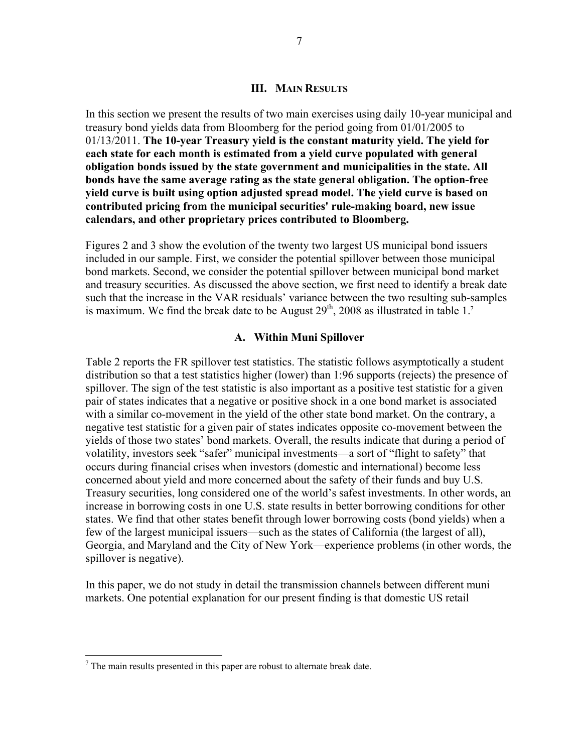## III. MAIN RESULTS

In this section we present the results of two main exercises using daily 10-year municipal and treasury bond yields data from Bloomberg for the period going from 01/01/2005 to 01/13/2011. **The 10-year Treasury yield is the constant maturity yield. The yield for each state for each month is estimated from a yield curve populated with general obligation bonds issued by the state government and municipalities in the state. All bonds have the same average rating as the state general obligation. The option-free yield curve is built using option adjusted spread model. The yield curve is based on contributed pricing from the municipal securities' rule-making board, new issue calendars, and other proprietary prices contributed to Bloomberg.**

Figures 2 and 3 show the evolution of the twenty two largest US municipal bond issuers included in our sample. First, we consider the potential spillover between those municipal bond markets. Second, we consider the potential spillover between municipal bond market and treasury securities. As discussed the above section, we first need to identify a break date such that the increase in the VAR residuals' variance between the two resulting sub-samples is maximum. We find the break date to be August 29th, 2008 as illustrated in table 1.[7]

### A. Within Muni Spillover

Table 2 reports the FR spillover test statistics. The statistic follows asymptotically a student distribution so that a test statistics higher (lower) than 1:96 supports (rejects) the presence of spillover. The sign of the test statistic is also important as a positive test statistic for a given pair of states indicates that a negative or positive shock in a one bond market is associated with a similar co-movement in the yield of the other state bond market. On the contrary, a negative test statistic for a given pair of states indicates opposite co-movement between the yields of those two states' bond markets. Overall, the results indicate that during a period of volatility, investors seek "safer" municipal investments—a sort of "flight to safety" that occurs during financial crises when investors (domestic and international) become less concerned about yield and more concerned about the safety of their funds and buy U.S. Treasury securities, long considered one of the world's safest investments. In other words, an increase in borrowing costs in one U.S. state results in better borrowing conditions for other states. We find that other states benefit through lower borrowing costs (bond yields) when a few of the largest municipal issuers—such as the states of California (the largest of all), Georgia, and Maryland and the City of New York—experience problems (in other words, the spillover is negative).

In this paper, we do not study in detail the transmission channels between different muni markets. One potential explanation for our present finding is that domestic US retail

[7] The main results presented in this paper are robust to alternate break date.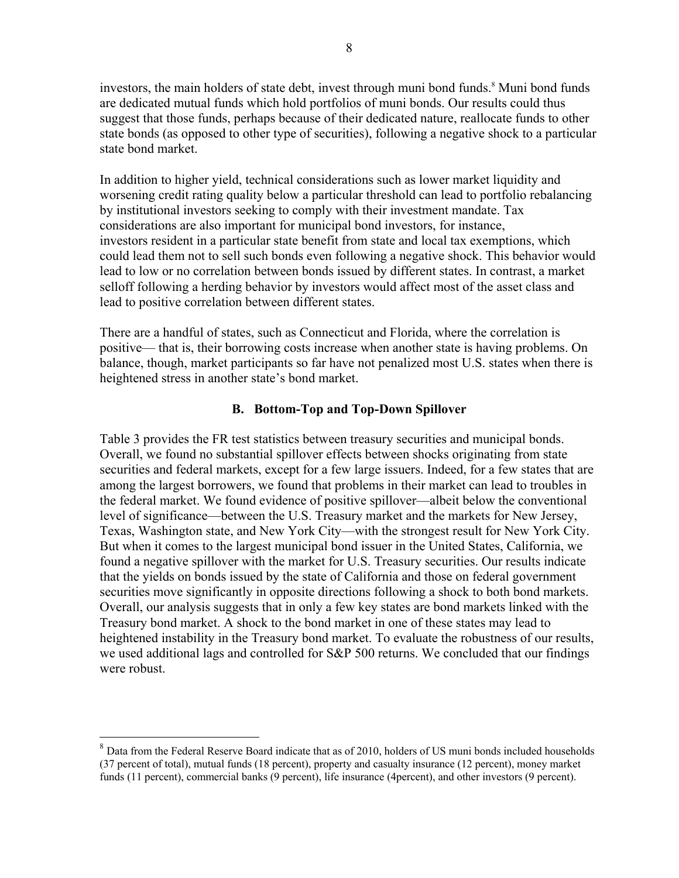investors, the main holders of state debt, invest through muni bond funds.[8] Muni bond funds are dedicated mutual funds which hold portfolios of muni bonds. Our results could thus suggest that those funds, perhaps because of their dedicated nature, reallocate funds to other state bonds (as opposed to other type of securities), following a negative shock to a particular state bond market.

In addition to higher yield, technical considerations such as lower market liquidity and worsening credit rating quality below a particular threshold can lead to portfolio rebalancing by institutional investors seeking to comply with their investment mandate. Tax considerations are also important for municipal bond investors, for instance, investors resident in a particular state benefit from state and local tax exemptions, which could lead them not to sell such bonds even following a negative shock. This behavior would lead to low or no correlation between bonds issued by different states. In contrast, a market selloff following a herding behavior by investors would affect most of the asset class and lead to positive correlation between different states.

There are a handful of states, such as Connecticut and Florida, where the correlation is positive— that is, their borrowing costs increase when another state is having problems. On balance, though, market participants so far have not penalized most U.S. states when there is heightened stress in another state's bond market.

### B. Bottom-Top and Top-Down Spillover

Table 3 provides the FR test statistics between treasury securities and municipal bonds. Overall, we found no substantial spillover effects between shocks originating from state securities and federal markets, except for a few large issuers. Indeed, for a few states that are among the largest borrowers, we found that problems in their market can lead to troubles in the federal market. We found evidence of positive spillover—albeit below the conventional level of significance—between the U.S. Treasury market and the markets for New Jersey, Texas, Washington state, and New York City—with the strongest result for New York City. But when it comes to the largest municipal bond issuer in the United States, California, we found a negative spillover with the market for U.S. Treasury securities. Our results indicate that the yields on bonds issued by the state of California and those on federal government securities move significantly in opposite directions following a shock to both bond markets. Overall, our analysis suggests that in only a few key states are bond markets linked with the Treasury bond market. A shock to the bond market in one of these states may lead to heightened instability in the Treasury bond market. To evaluate the robustness of our results, we used additional lags and controlled for S&P 500 returns. We concluded that our findings were robust.

---

[8] Data from the Federal Reserve Board indicate that as of 2010, holders of US muni bonds included households (37 percent of total), mutual funds (18 percent), property and casualty insurance (12 percent), money market funds (11 percent), commercial banks (9 percent), life insurance (4percent), and other investors (9 percent).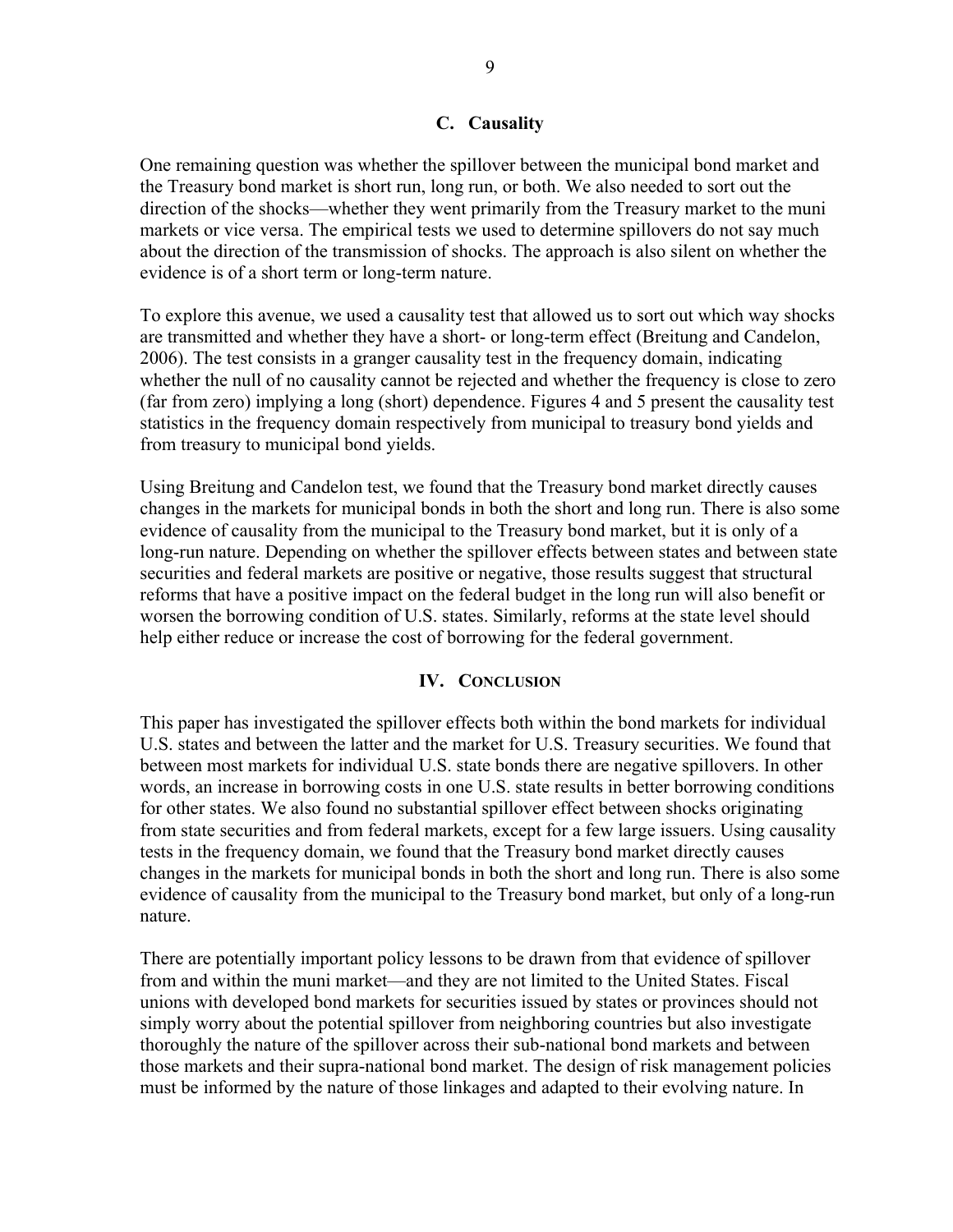### C. Causality

One remaining question was whether the spillover between the municipal bond market and the Treasury bond market is short run, long run, or both. We also needed to sort out the direction of the shocks—whether they went primarily from the Treasury market to the muni markets or vice versa. The empirical tests we used to determine spillovers do not say much about the direction of the transmission of shocks. The approach is also silent on whether the evidence is of a short term or long-term nature.

To explore this avenue, we used a causality test that allowed us to sort out which way shocks are transmitted and whether they have a short- or long-term effect (Breitung and Candelon, 2006). The test consists in a granger causality test in the frequency domain, indicating whether the null of no causality cannot be rejected and whether the frequency is close to zero (far from zero) implying a long (short) dependence. Figures 4 and 5 present the causality test statistics in the frequency domain respectively from municipal to treasury bond yields and from treasury to municipal bond yields.

Using Breitung and Candelon test, we found that the Treasury bond market directly causes changes in the markets for municipal bonds in both the short and long run. There is also some evidence of causality from the municipal to the Treasury bond market, but it is only of a long-run nature. Depending on whether the spillover effects between states and between state securities and federal markets are positive or negative, those results suggest that structural reforms that have a positive impact on the federal budget in the long run will also benefit or worsen the borrowing condition of U.S. states. Similarly, reforms at the state level should help either reduce or increase the cost of borrowing for the federal government.

## IV. Conclusion

This paper has investigated the spillover effects both within the bond markets for individual U.S. states and between the latter and the market for U.S. Treasury securities. We found that between most markets for individual U.S. state bonds there are negative spillovers. In other words, an increase in borrowing costs in one U.S. state results in better borrowing conditions for other states. We also found no substantial spillover effect between shocks originating from state securities and from federal markets, except for a few large issuers. Using causality tests in the frequency domain, we found that the Treasury bond market directly causes changes in the markets for municipal bonds in both the short and long run. There is also some evidence of causality from the municipal to the Treasury bond market, but only of a long-run nature.

There are potentially important policy lessons to be drawn from that evidence of spillover from and within the muni market—and they are not limited to the United States. Fiscal unions with developed bond markets for securities issued by states or provinces should not simply worry about the potential spillover from neighboring countries but also investigate thoroughly the nature of the spillover across their sub-national bond markets and between those markets and their supra-national bond market. The design of risk management policies must be informed by the nature of those linkages and adapted to their evolving nature. In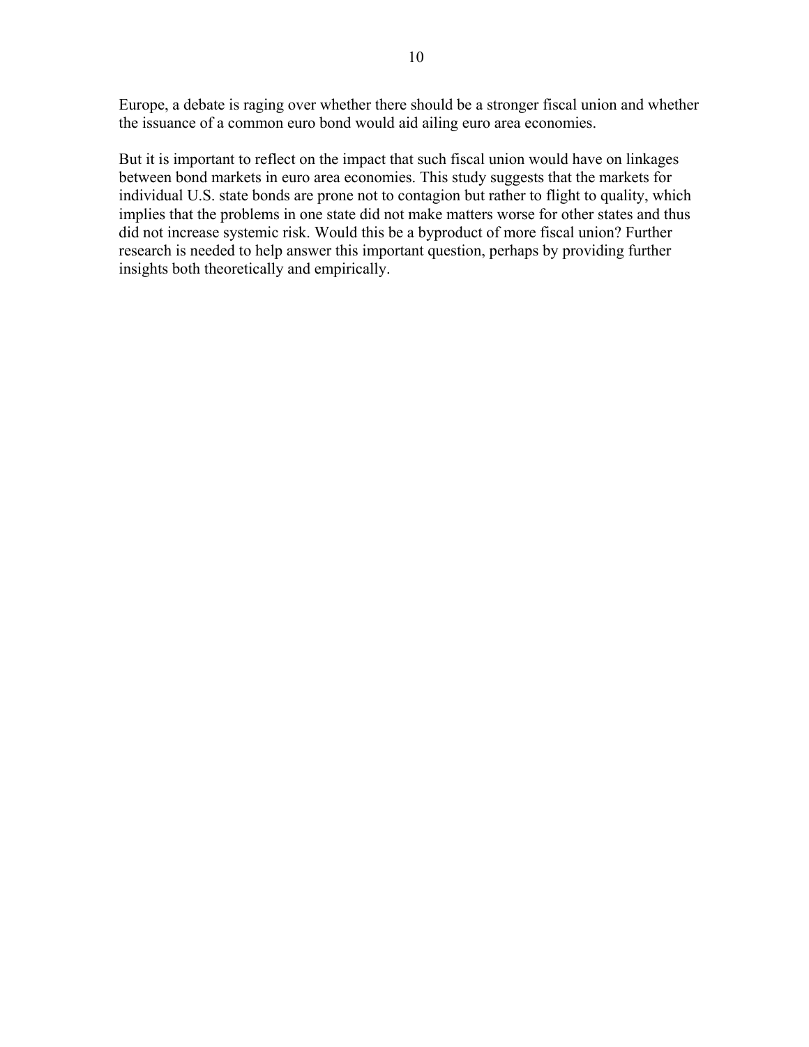Europe, a debate is raging over whether there should be a stronger fiscal union and whether the issuance of a common euro bond would aid ailing euro area economies.

But it is important to reflect on the impact that such fiscal union would have on linkages between bond markets in euro area economies. This study suggests that the markets for individual U.S. state bonds are prone not to contagion but rather to flight to quality, which implies that the problems in one state did not make matters worse for other states and thus did not increase systemic risk. Would this be a byproduct of more fiscal union? Further research is needed to help answer this important question, perhaps by providing further insights both theoretically and empirically.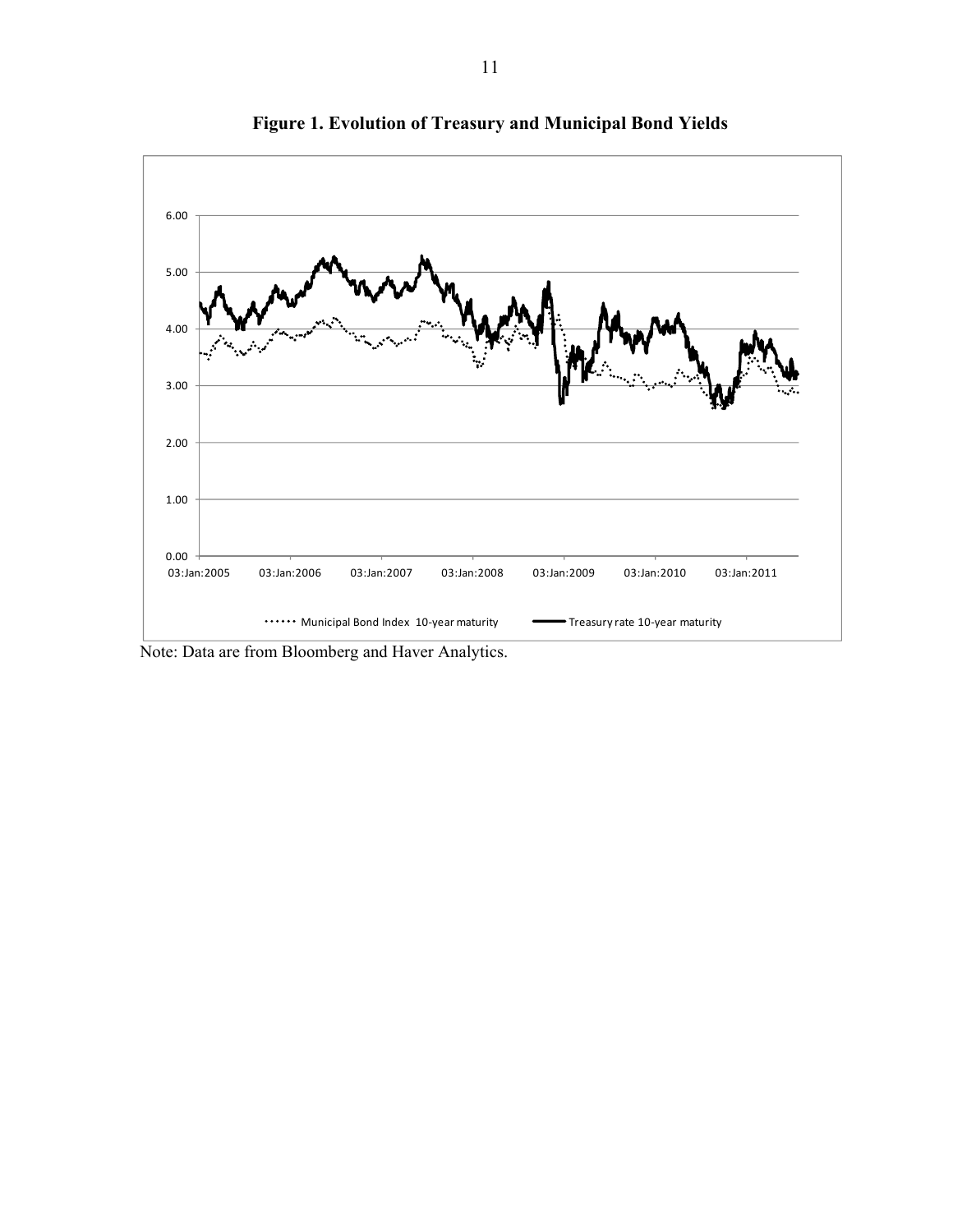**Figure 1. Evolution of Treasury and Municipal Bond Yields**

Note: Data are from Bloomberg and Haver Analytics.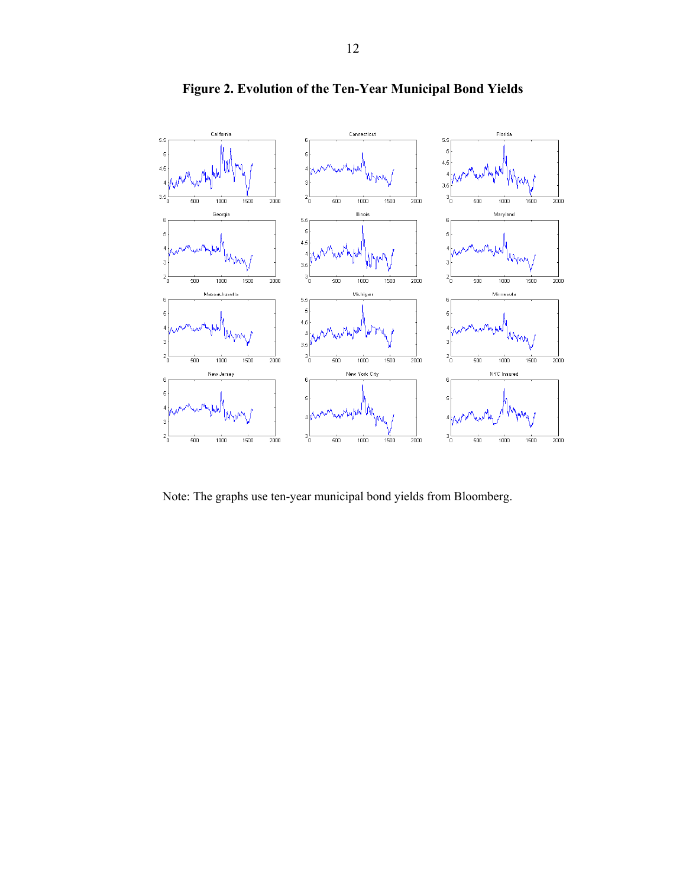**Figure 2. Evolution of the Ten-Year Municipal Bond Yields**

Note: The graphs use ten-year municipal bond yields from Bloomberg.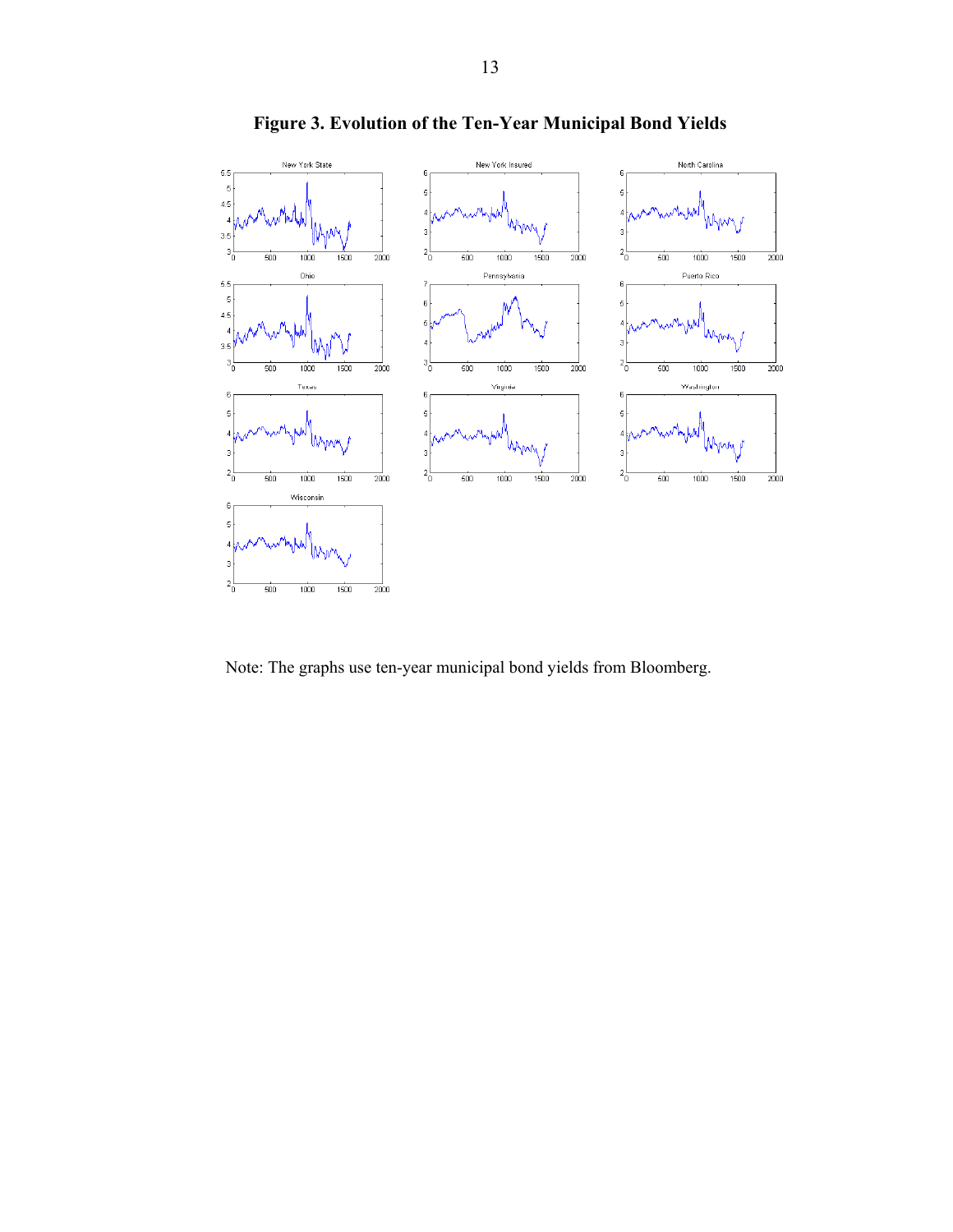**Figure 3. Evolution of the Ten-Year Municipal Bond Yields**

Note: The graphs use ten-year municipal bond yields from Bloomberg.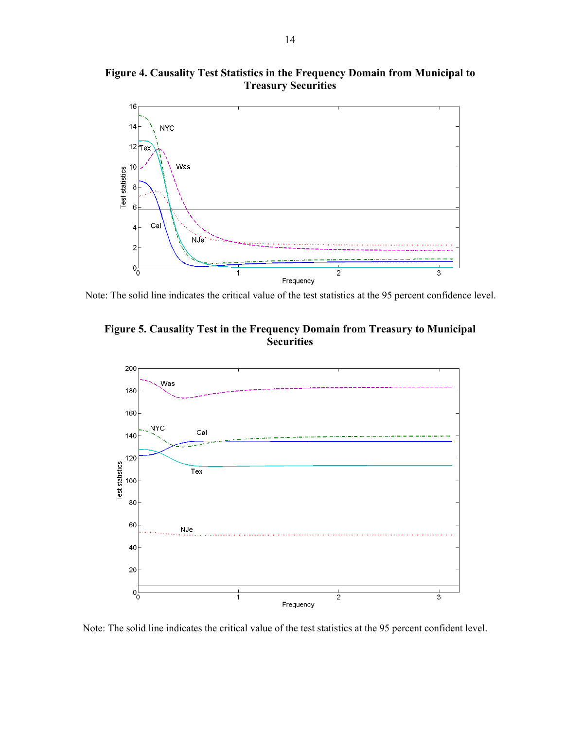**Figure 4. Causality Test Statistics in the Frequency Domain from Municipal to Treasury Securities**

Note: The solid line indicates the critical value of the test statistics at the 95 percent confidence level.

**Figure 5. Causality Test in the Frequency Domain from Treasury to Municipal Securities**

Note: The solid line indicates the critical value of the test statistics at the 95 percent confident level.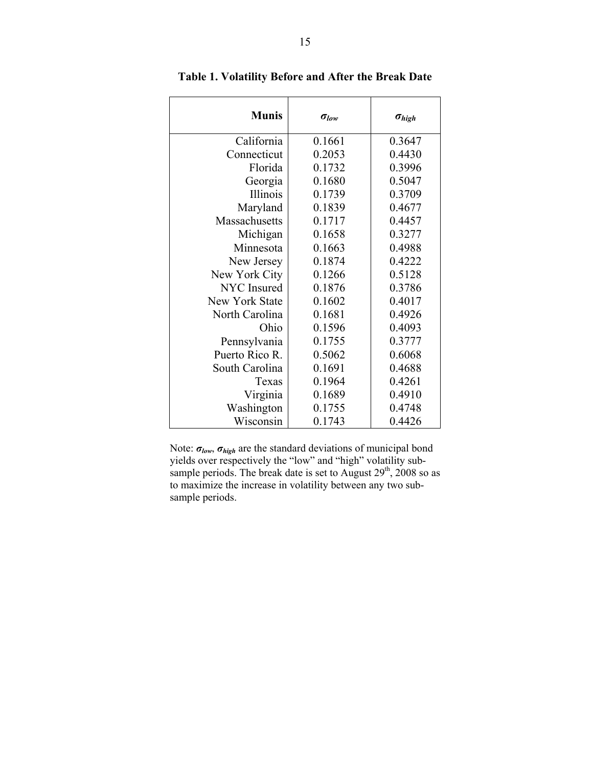**Table 1. Volatility Before and After the Break Date**

| Munis | $\sigma_{low}$ | $\sigma_{high}$ |
|---|---|---|
| California | 0.1661 | 0.3647 |
| Connecticut | 0.2053 | 0.4430 |
| Florida | 0.1732 | 0.3996 |
| Georgia | 0.1680 | 0.5047 |
| Illinois | 0.1739 | 0.3709 |
| Maryland | 0.1839 | 0.4677 |
| Massachusetts | 0.1717 | 0.4457 |
| Michigan | 0.1658 | 0.3277 |
| Minnesota | 0.1663 | 0.4988 |
| New Jersey | 0.1874 | 0.4222 |
| New York City | 0.1266 | 0.5128 |
| NYC Insured | 0.1876 | 0.3786 |
| New York State | 0.1602 | 0.4017 |
| North Carolina | 0.1681 | 0.4926 |
| Ohio | 0.1596 | 0.4093 |
| Pennsylvania | 0.1755 | 0.3777 |
| Puerto Rico R. | 0.5062 | 0.6068 |
| South Carolina | 0.1691 | 0.4688 |
| Texas | 0.1964 | 0.4261 |
| Virginia | 0.1689 | 0.4910 |
| Washington | 0.1755 | 0.4748 |
| Wisconsin | 0.1743 | 0.4426 |

Note: $\sigma_{low}$, $\sigma_{high}$ are the standard deviations of municipal bond yields over respectively the "low" and "high" volatility sub-sample periods. The break date is set to August 29th, 2008 so as to maximize the increase in volatility between any two sub-sample periods.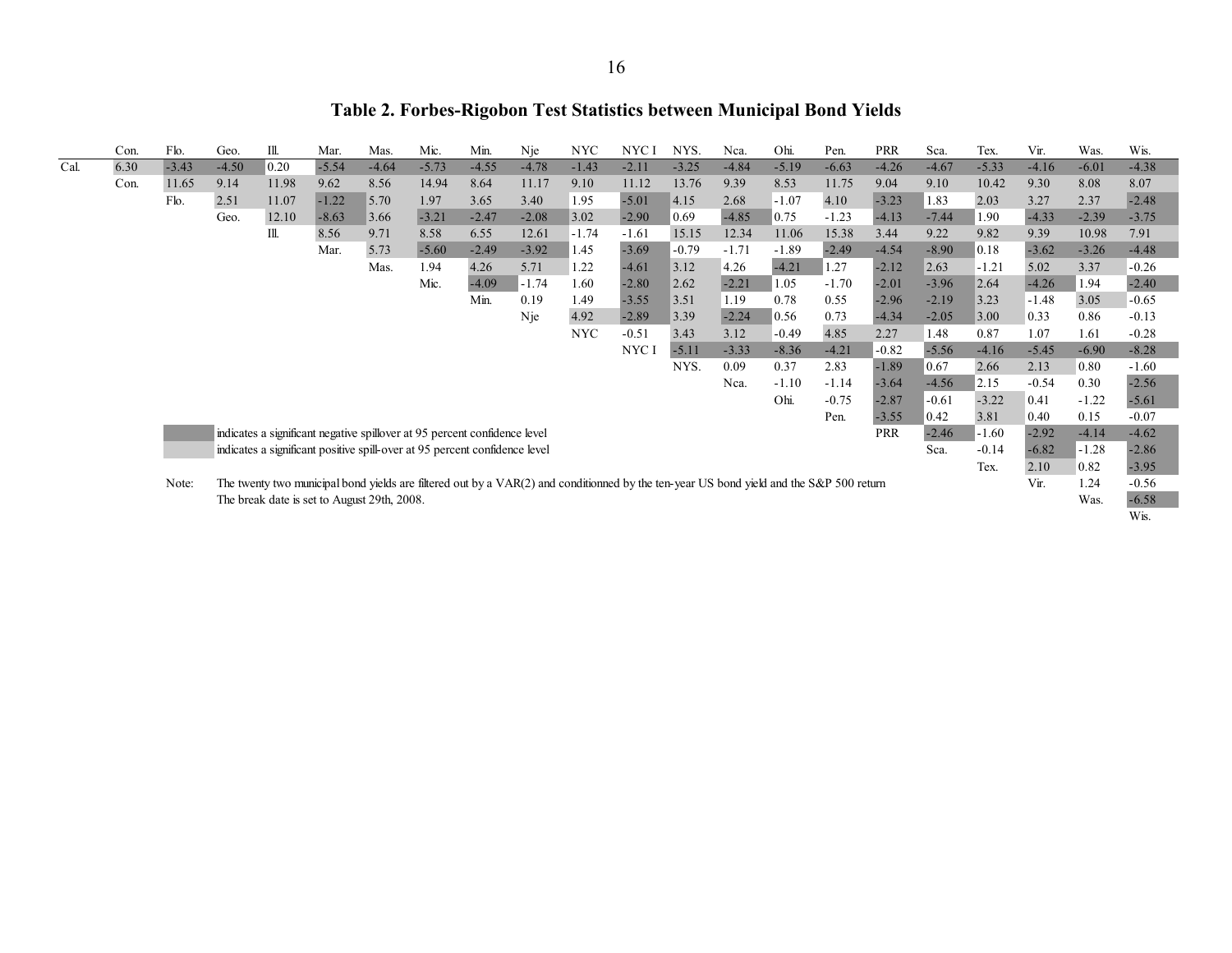# Table 2. Forbes-Rigobon Test Statistics between Municipal Bond Yields

| | Con. | Flo. | Geo. | Ill. | Mar. | Mas. | Mic. | Min. | Nje | NYC | NYC I | NYS. | Nca. | Ohi. | Pen. | PRR | Sca. | Tex. | Vir. | Was. | Wis. |
|---|---|---|---|---|---|---|---|---|---|---|---|---|---|---|---|---|---|---|---|---|---|
| Cal. | 6.30 | -3.43 | -4.50 | 0.20 | -5.54 | -4.64 | -5.73 | -4.55 | -4.78 | -1.43 | -2.11 | -3.25 | -4.84 | -5.19 | -6.63 | -4.26 | -4.67 | -5.33 | -4.16 | -6.01 | -4.38 |
| | Con. | 11.65 | 9.14 | 11.98 | 9.62 | 8.56 | 14.94 | 8.64 | 11.17 | 9.10 | 11.12 | 13.76 | 9.39 | 8.53 | 11.75 | 9.04 | 9.10 | 10.42 | 9.30 | 8.08 | 8.07 |
| | | Flo. | 2.51 | 11.07 | -1.22 | 5.70 | 1.97 | 3.65 | 3.40 | 1.95 | -5.01 | 4.15 | 2.68 | -1.07 | 4.10 | -3.23 | 1.83 | 2.03 | 3.27 | 2.37 | -2.48 |
| | | | Geo. | 12.10 | -8.63 | 3.66 | -3.21 | -2.47 | -2.08 | 3.02 | -2.90 | 0.69 | -4.85 | 0.75 | -1.23 | -4.13 | -7.44 | 1.90 | -4.33 | -2.39 | -3.75 |
| | | | | Ill. | 8.56 | 9.71 | 8.58 | 6.55 | 12.61 | -1.74 | -1.61 | 15.15 | 12.34 | 11.06 | 15.38 | 3.44 | 9.22 | 9.82 | 9.39 | 10.98 | 7.91 |
| | | | | | Mar. | 5.73 | -5.60 | -2.49 | -3.92 | 1.45 | -3.69 | -0.79 | -1.71 | -1.89 | -2.49 | -4.54 | -8.90 | 0.18 | -3.62 | -3.26 | -4.48 |
| | | | | | | Mas. | 1.94 | 4.26 | 5.71 | 1.22 | -4.61 | 3.12 | 4.26 | -4.21 | 1.27 | -2.12 | 2.63 | -1.21 | 5.02 | 3.37 | -0.26 |
| | | | | | | | Mic. | -4.09 | -1.74 | 1.60 | -2.80 | 2.62 | -2.21 | 1.05 | -1.70 | -2.01 | -3.96 | 2.64 | -4.26 | 1.94 | -2.40 |
| | | | | | | | | Min. | 0.19 | 1.49 | -3.55 | 3.51 | 1.19 | 0.78 | 0.55 | -2.96 | -2.19 | 3.23 | -1.48 | 3.05 | -0.65 |
| | | | | | | | | | Nje | 4.92 | -2.89 | 3.39 | -2.24 | 0.56 | 0.73 | -4.34 | -2.05 | 3.00 | 0.33 | 0.86 | -0.13 |
| | | | | | | | | | | NYC | -0.51 | 3.43 | 3.12 | -0.49 | 4.85 | 2.27 | 1.48 | 0.87 | 1.07 | 1.61 | -0.28 |
| | | | | | | | | | | | NYC I | -5.11 | -3.33 | -8.36 | -4.21 | -0.82 | -5.56 | -4.16 | -5.45 | -6.90 | -8.28 |
| | | | | | | | | | | | | NYS. | 0.09 | 0.37 | 2.83 | -1.89 | 0.67 | 2.66 | 2.13 | 0.80 | -1.60 |
| | | | | | | | | | | | | | Nca. | -1.10 | -1.14 | -3.64 | -4.56 | 2.15 | -0.54 | 0.30 | -2.56 |
| | | | | | | | | | | | | | | Ohi. | -0.75 | -2.87 | -0.61 | -3.22 | 0.41 | -1.22 | -5.61 |
| | | | | | | | | | | | | | | | Pen. | -3.55 | 0.42 | 3.81 | 0.40 | 0.15 | -0.07 |
| | | | | | | | | | | | | | | | | PRR | -2.46 | -1.60 | -2.92 | -4.14 | -4.62 |
| | | | | | | | | | | | | | | | | | Sca. | -0.14 | -6.82 | -1.28 | -2.86 |
| | | | | | | | | | | | | | | | | | | Tex. | 2.10 | 0.82 | -3.95 |
| | | | | | | | | | | | | | | | | | | | Vir. | 1.24 | -0.56 |
| | | | | | | | | | | | | | | | | | | | | Was. | -6.58 |
| | | | | | | | | | | | | | | | | | | | | | Wis. |

(dark shading) indicates a significant negative spillover at 95 percent confidence level

(light shading) indicates a significant positive spill-over at 95 percent confidence level

Note: The twenty two municipal bond yields are filtered out by a VAR(2) and conditionned by the ten-year US bond yield and the S&P 500 return
The break date is set to August 29th, 2008.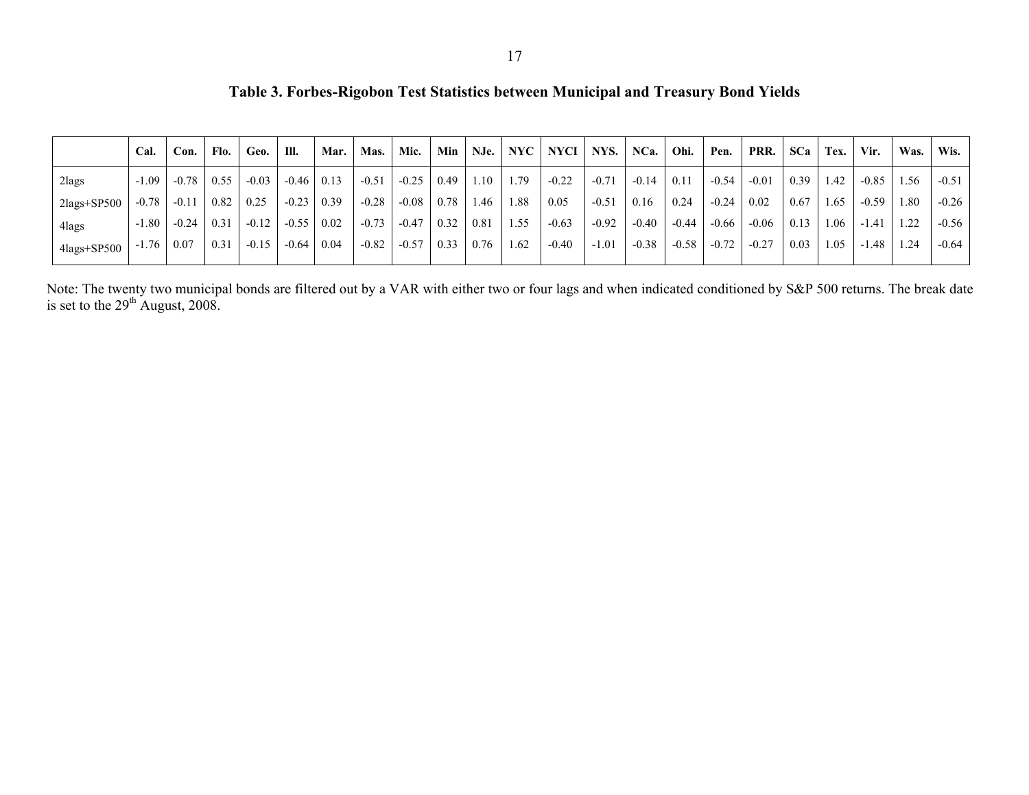### Table 3. Forbes-Rigobon Test Statistics between Municipal and Treasury Bond Yields

| | Cal. | Con. | Flo. | Geo. | Ill. | Mar. | Mas. | Mic. | Min | NJe. | NYC | NYCI | NYS. | NCa. | Ohi. | Pen. | PRR. | SCa | Tex. | Vir. | Was. | Wis. |
|---|---|---|---|---|---|---|---|---|---|---|---|---|---|---|---|---|---|---|---|---|---|---|
| 2lags | -1.09 | -0.78 | 0.55 | -0.03 | -0.46 | 0.13 | -0.51 | -0.25 | 0.49 | 1.10 | 1.79 | -0.22 | -0.71 | -0.14 | 0.11 | -0.54 | -0.01 | 0.39 | 1.42 | -0.85 | 1.56 | -0.51 |
| 2lags+SP500 | -0.78 | -0.11 | 0.82 | 0.25 | -0.23 | 0.39 | -0.28 | -0.08 | 0.78 | 1.46 | 1.88 | 0.05 | -0.51 | 0.16 | 0.24 | -0.24 | 0.02 | 0.67 | 1.65 | -0.59 | 1.80 | -0.26 |
| 4lags | -1.80 | -0.24 | 0.31 | -0.12 | -0.55 | 0.02 | -0.73 | -0.47 | 0.32 | 0.81 | 1.55 | -0.63 | -0.92 | -0.40 | -0.44 | -0.66 | -0.06 | 0.13 | 1.06 | -1.41 | 1.22 | -0.56 |
| 4lags+SP500 | -1.76 | 0.07 | 0.31 | -0.15 | -0.64 | 0.04 | -0.82 | -0.57 | 0.33 | 0.76 | 1.62 | -0.40 | -1.01 | -0.38 | -0.58 | -0.72 | -0.27 | 0.03 | 1.05 | -1.48 | 1.24 | -0.64 |

Note: The twenty two municipal bonds are filtered out by a VAR with either two or four lags and when indicated conditioned by S&P 500 returns. The break date is set to the 29th August, 2008.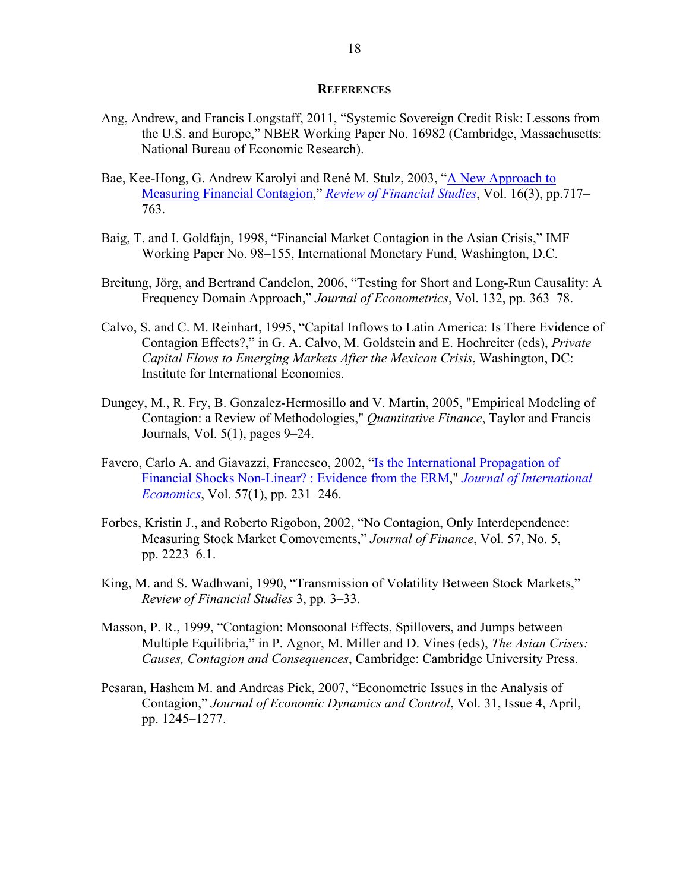## REFERENCES

Ang, Andrew, and Francis Longstaff, 2011, "Systemic Sovereign Credit Risk: Lessons from the U.S. and Europe," NBER Working Paper No. 16982 (Cambridge, Massachusetts: National Bureau of Economic Research).

Bae, Kee-Hong, G. Andrew Karolyi and René M. Stulz, 2003, "A New Approach to Measuring Financial Contagion," *Review of Financial Studies*, Vol. 16(3), pp.717–763.

Baig, T. and I. Goldfajn, 1998, "Financial Market Contagion in the Asian Crisis," IMF Working Paper No. 98–155, International Monetary Fund, Washington, D.C.

Breitung, Jörg, and Bertrand Candelon, 2006, "Testing for Short and Long-Run Causality: A Frequency Domain Approach," *Journal of Econometrics*, Vol. 132, pp. 363–78.

Calvo, S. and C. M. Reinhart, 1995, "Capital Inflows to Latin America: Is There Evidence of Contagion Effects?," in G. A. Calvo, M. Goldstein and E. Hochreiter (eds), *Private Capital Flows to Emerging Markets After the Mexican Crisis*, Washington, DC: Institute for International Economics.

Dungey, M., R. Fry, B. Gonzalez-Hermosillo and V. Martin, 2005, "Empirical Modeling of Contagion: a Review of Methodologies," *Quantitative Finance*, Taylor and Francis Journals, Vol. 5(1), pages 9–24.

Favero, Carlo A. and Giavazzi, Francesco, 2002, "Is the International Propagation of Financial Shocks Non-Linear? : Evidence from the ERM," *Journal of International Economics*, Vol. 57(1), pp. 231–246.

Forbes, Kristin J., and Roberto Rigobon, 2002, "No Contagion, Only Interdependence: Measuring Stock Market Comovements," *Journal of Finance*, Vol. 57, No. 5, pp. 2223–6.1.

King, M. and S. Wadhwani, 1990, "Transmission of Volatility Between Stock Markets," *Review of Financial Studies* 3, pp. 3–33.

Masson, P. R., 1999, "Contagion: Monsoonal Effects, Spillovers, and Jumps between Multiple Equilibria," in P. Agnor, M. Miller and D. Vines (eds), *The Asian Crises: Causes, Contagion and Consequences*, Cambridge: Cambridge University Press.

Pesaran, Hashem M. and Andreas Pick, 2007, "Econometric Issues in the Analysis of Contagion," *Journal of Economic Dynamics and Control*, Vol. 31, Issue 4, April, pp. 1245–1277.